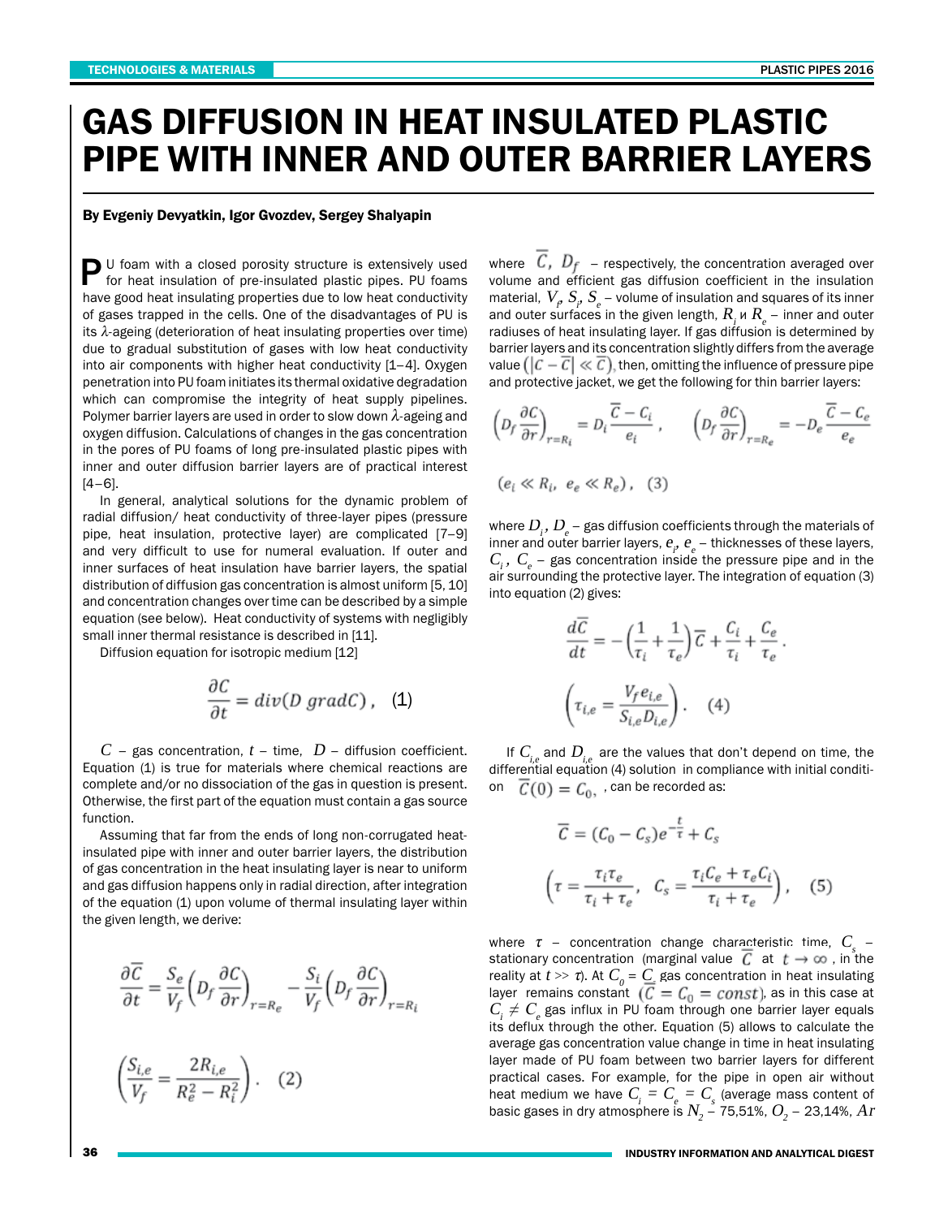# GAS DIFFUSION IN HEAT INSULATED PLASTIC PIPE WITH INNER AND OUTER BARRIER LAYERS

**By Evgeniy Devyatkin, Igor Gvozdev, Sergey Shalyapin**

PU foam with a closed porosity structure is extensively used for heat insulation of pre-insulated plastic pipes. PU foams have good heat insulating properties due to low heat conductivity of gases trapped in the cells. One of the disadvantages of PU is its $\lambda$-ageing (deterioration of heat insulating properties over time) due to gradual substitution of gases with low heat conductivity into air components with higher heat conductivity [1–4]. Oxygen penetration into PU foam initiates its thermal oxidative degradation which can compromise the integrity of heat supply pipelines. Polymer barrier layers are used in order to slow down $\lambda$-ageing and oxygen diffusion. Calculations of changes in the gas concentration in the pores of PU foams of long pre-insulated plastic pipes with inner and outer diffusion barrier layers are of practical interest [4–6].

In general, analytical solutions for the dynamic problem of radial diffusion/ heat conductivity of three-layer pipes (pressure pipe, heat insulation, protective layer) are complicated [7–9] and very difficult to use for numeral evaluation. If outer and inner surfaces of heat insulation have barrier layers, the spatial distribution of diffusion gas concentration is almost uniform [5, 10] and concentration changes over time can be described by a simple equation (see below). Heat conductivity of systems with negligibly small inner thermal resistance is described in [11].

Diffusion equation for isotropic medium [12]

$$\frac{\partial C}{\partial t} = div(D\ gradC)\,, \quad (1)$$

$C$ – gas concentration, $t$ – time, $D$ – diffusion coefficient. Equation (1) is true for materials where chemical reactions are complete and/or no dissociation of the gas in question is present. Otherwise, the first part of the equation must contain a gas source function.

Assuming that far from the ends of long non-corrugated heat-insulated pipe with inner and outer barrier layers, the distribution of gas concentration in the heat insulating layer is near to uniform and gas diffusion happens only in radial direction, after integration of the equation (1) upon volume of thermal insulating layer within the given length, we derive:

$$\frac{\partial \overline{C}}{\partial t} = \frac{S_e}{V_f}\left(D_f\frac{\partial C}{\partial r}\right)_{r=R_e} - \frac{S_i}{V_f}\left(D_f\frac{\partial C}{\partial r}\right)_{r=R_i}$$

$$\left(\frac{S_{i,e}}{V_f} = \frac{2R_{i,e}}{R_e^2 - R_i^2}\right). \quad (2)$$

where $\overline{C},\ D_f$ – respectively, the concentration averaged over volume and efficient gas diffusion coefficient in the insulation material, $V_f$, $S_i$, $S_e$ – volume of insulation and squares of its inner and outer surfaces in the given length, $R_i$ и $R_e$ – inner and outer radiuses of heat insulating layer. If gas diffusion is determined by barrier layers and its concentration slightly differs from the average value $\left(\left|C-\overline{C}\right| \ll \overline{C}\right)$, then, omitting the influence of pressure pipe and protective jacket, we get the following for thin barrier layers:

$$\left(D_f\frac{\partial C}{\partial r}\right)_{r=R_i} = D_i\frac{\overline{C}-C_i}{e_i}\,, \qquad \left(D_f\frac{\partial C}{\partial r}\right)_{r=R_e} = -D_e\frac{\overline{C}-C_e}{e_e}$$

$$(e_i \ll R_i,\ e_e \ll R_e)\,, \quad (3)$$

where $D_i$, $D_e$ – gas diffusion coefficients through the materials of inner and outer barrier layers, $e_i$, $e_e$ – thicknesses of these layers, $C_i$, $C_e$ – gas concentration inside the pressure pipe and in the air surrounding the protective layer. The integration of equation (3) into equation (2) gives:

$$\frac{d\overline{C}}{dt} = -\left(\frac{1}{\tau_i}+\frac{1}{\tau_e}\right)\overline{C} + \frac{C_i}{\tau_i} + \frac{C_e}{\tau_e}\,.$$

$$\left(\tau_{i,e} = \frac{V_f e_{i,e}}{S_{i,e}D_{i,e}}\right). \quad (4)$$

If $C_{i,e}$ and $D_{i,e}$ are the values that don't depend on time, the differential equation (4) solution in compliance with initial condition $\overline{C}(0) = C_0$, can be recorded as:

$$\overline{C} = (C_0 - C_s)e^{-\frac{t}{\tau}} + C_s$$

$$\left(\tau = \frac{\tau_i\tau_e}{\tau_i+\tau_e},\ \ C_s = \frac{\tau_i C_e + \tau_e C_i}{\tau_i+\tau_e}\right), \quad (5)$$

where $\tau$ – concentration change characteristic time, $C_s$ – stationary concentration (marginal value $\overline{C}$ at $t \to \infty$, in the reality at $t >> \tau$). At $C_0 = C_s$ gas concentration in heat insulating layer remains constant $(\overline{C} = C_0 = const)$, as in this case at $C_i \neq C_e$ gas influx in PU foam through one barrier layer equals its deflux through the other. Equation (5) allows to calculate the average gas concentration value change in time in heat insulating layer made of PU foam between two barrier layers for different practical cases. For example, for the pipe in open air without heat medium we have $C_i = C_e = C_s$ (average mass content of basic gases in dry atmosphere is $N_2$ – 75,51%, $O_2$ – 23,14%, $Ar$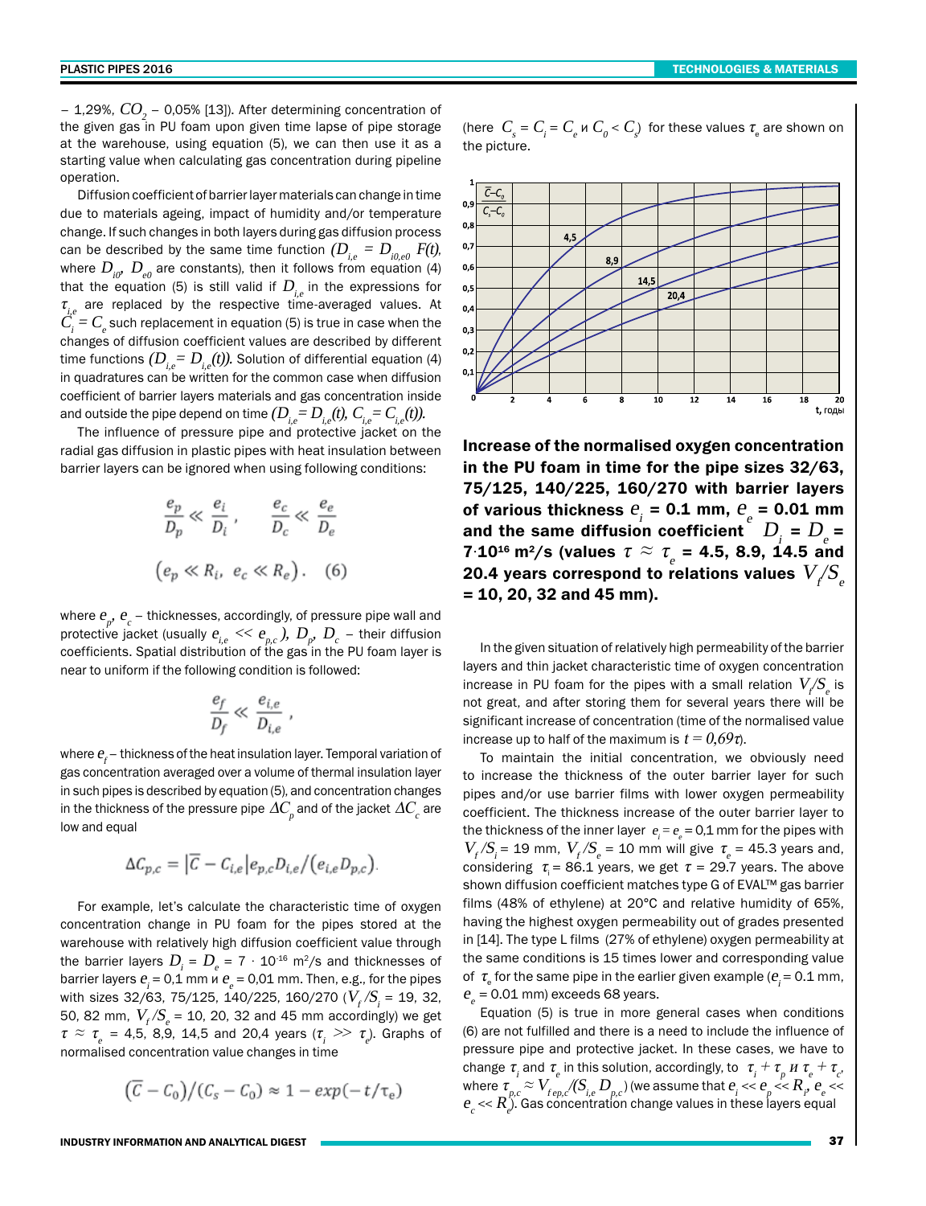– 1,29%, $CO_2$ – 0,05% [13]). After determining concentration of the given gas in PU foam upon given time lapse of pipe storage at the warehouse, using equation (5), we can then use it as a starting value when calculating gas concentration during pipeline operation.

Diffusion coefficient of barrier layer materials can change in time due to materials ageing, impact of humidity and/or temperature change. If such changes in both layers during gas diffusion process can be described by the same time function $(D_{i,e} = D_{i0,e0}\ F(t)$, where $D_{i0}$, $D_{e0}$ are constants), then it follows from equation (4) that the equation (5) is still valid if $D_{i,e}$ in the expressions for $\tau_{i,e}$ are replaced by the respective time-averaged values. At $C_i = C_e$ such replacement in equation (5) is true in case when the changes of diffusion coefficient values are described by different time functions $(D_{i,e} = D_{i,e}(t))$. Solution of differential equation (4) in quadratures can be written for the common case when diffusion coefficient of barrier layers materials and gas concentration inside and outside the pipe depend on time $(D_{i,e} = D_{i,e}(t),\ C_{i,e} = C_{i,e}(t))$.

The influence of pressure pipe and protective jacket on the radial gas diffusion in plastic pipes with heat insulation between barrier layers can be ignored when using following conditions:

$$\frac{e_p}{D_p} \ll \frac{e_i}{D_i}, \qquad \frac{e_c}{D_c} \ll \frac{e_e}{D_e}$$

$$(e_p \ll R_i,\ e_c \ll R_e). \quad (6)$$

where $e_p$, $e_c$ – thicknesses, accordingly, of pressure pipe wall and protective jacket (usually $e_{i,e} << e_{p,c}$), $D_p$, $D_c$ – their diffusion coefficients. Spatial distribution of the gas in the PU foam layer is near to uniform if the following condition is followed:

$$\frac{e_f}{D_f} \ll \frac{e_{i,e}}{D_{i,e}},$$

where $e_f$ – thickness of the heat insulation layer. Temporal variation of gas concentration averaged over a volume of thermal insulation layer in such pipes is described by equation (5), and concentration changes in the thickness of the pressure pipe $\Delta C_p$ and of the jacket $\Delta C_c$ are low and equal

$$\Delta C_{p,c} = \left|\overline{C} - C_{i,e}\right| e_{p,c} D_{i,e} / (e_{i,e} D_{p,c}).$$

For example, let's calculate the characteristic time of oxygen concentration change in PU foam for the pipes stored at the warehouse with relatively high diffusion coefficient value through the barrier layers $D_i = D_e = 7 \cdot 10^{-16}$ m²/s and thicknesses of barrier layers $e_i = 0{,}1$ mm и $e_e = 0{,}01$ mm. Then, e.g., for the pipes with sizes 32/63, 75/125, 140/225, 160/270 ($V_f/S_i$ = 19, 32, 50, 82 mm, $V_f/S_e$ = 10, 20, 32 and 45 mm accordingly) we get $\tau \approx \tau_e$ = 4,5, 8,9, 14,5 and 20,4 years ($\tau_i >> \tau_e$). Graphs of normalised concentration value changes in time

$$(\overline{C} - C_0)/(C_s - C_0) \approx 1 - exp(-t/\tau_e)$$

(here $C_s = C_i = C_e$ и $C_0 < C_s$) for these values $\tau_e$ are shown on the picture.

**Increase of the normalised oxygen concentration in the PU foam in time for the pipe sizes 32/63, 75/125, 140/225, 160/270 with barrier layers of various thickness $e_i$ = 0.1 mm, $e_e$ = 0.01 mm and the same diffusion coefficient $D_i = D_e = 7 \cdot 10^{16}$ m²/s (values $\tau \approx \tau_e$ = 4.5, 8.9, 14.5 and 20.4 years correspond to relations values $V_f/S_e$ = 10, 20, 32 and 45 mm).**

In the given situation of relatively high permeability of the barrier layers and thin jacket characteristic time of oxygen concentration increase in PU foam for the pipes with a small relation $V_f/S_e$ is not great, and after storing them for several years there will be significant increase of concentration (time of the normalised value increase up to half of the maximum is $t = 0{,}69\tau$).

To maintain the initial concentration, we obviously need to increase the thickness of the outer barrier layer for such pipes and/or use barrier films with lower oxygen permeability coefficient. The thickness increase of the outer barrier layer to the thickness of the inner layer $e_i = e_e = 0{,}1$ mm for the pipes with $V_f/S_i$ = 19 mm, $V_f/S_e$ = 10 mm will give $\tau_e$ = 45.3 years and, considering $\tau_i$ = 86.1 years, we get $\tau$ = 29.7 years. The above shown diffusion coefficient matches type G of EVAL™ gas barrier films (48% of ethylene) at 20°C and relative humidity of 65%, having the highest oxygen permeability out of grades presented in [14]. The type L films (27% of ethylene) oxygen permeability at the same conditions is 15 times lower and corresponding value of $\tau_e$ for the same pipe in the earlier given example ($e_i$ = 0.1 mm, $e_e$ = 0.01 mm) exceeds 68 years.

Equation (5) is true in more general cases when conditions (6) are not fulfilled and there is a need to include the influence of pressure pipe and protective jacket. In these cases, we have to change $\tau_i$ and $\tau_e$ in this solution, accordingly, to $\tau_i + \tau_p$ и $\tau_e + \tau_c$, where $\tau_{p,c} \approx V_{f\,ep,c}/(S_{i,e} D_{p,c})$ (we assume that $e_i << e_p << R_i$, $e_e << e_c << R_e$). Gas concentration change values in these layers equal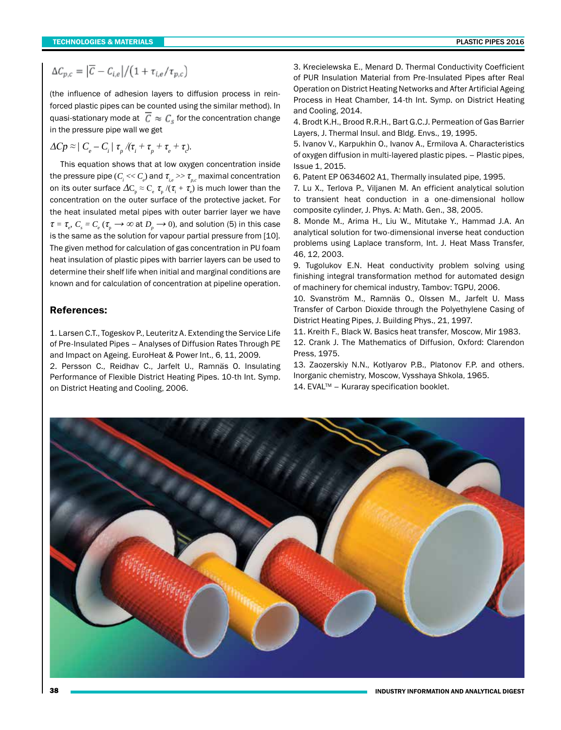$$\Delta C_{p,c} = \left|\overline{C} - C_{i,e}\right| / \left(1 + \tau_{i,e}/\tau_{p,c}\right)$$

(the influence of adhesion layers to diffusion process in reinforced plastic pipes can be counted using the similar method). In quasi-stationary mode at $\overline{C} \approx C_s$ for the concentration change in the pressure pipe wall we get

$$\Delta Cp \approx | C_e - C_i | \tau_p /(\tau_i + \tau_p + \tau_e + \tau_c).$$

This equation shows that at low oxygen concentration inside the pressure pipe ($C_i << C_e$) and $\tau_{i,e} >> \tau_{p,c}$ maximal concentration on its outer surface $\Delta C_p \approx C_e \tau_p /(\tau_i + \tau_e)$ is much lower than the concentration on the outer surface of the protective jacket. For the heat insulated metal pipes with outer barrier layer we have $\tau = \tau_e$, $C_s = C_e$ ($\tau_p \rightarrow \infty$ at $D_p \rightarrow 0$), and solution (5) in this case is the same as the solution for vapour partial pressure from [10]. The given method for calculation of gas concentration in PU foam heat insulation of plastic pipes with barrier layers can be used to determine their shelf life when initial and marginal conditions are known and for calculation of concentration at pipeline operation.

## References:

1. Larsen C.T., Togeskov P., Leuteritz A. Extending the Service Life of Pre-Insulated Pipes – Analyses of Diffusion Rates Through PE and Impact on Ageing. EuroHeat & Power Int., 6, 11, 2009.
2. Persson C., Reidhav C., Jarfelt U., Ramnäs O. Insulating Performance of Flexible District Heating Pipes. 10-th Int. Symp. on District Heating and Cooling, 2006.
3. Krecielewska E., Menard D. Thermal Conductivity Coefficient of PUR Insulation Material from Pre-Insulated Pipes after Real Operation on District Heating Networks and After Artificial Ageing Process in Heat Chamber, 14-th Int. Symp. on District Heating and Cooling, 2014.
4. Brodt K.H., Brood R.R.H., Bart G.C.J. Permeation of Gas Barrier Layers, J. Thermal Insul. and Bldg. Envs., 19, 1995.
5. Ivanov V., Karpukhin O., Ivanov A., Ermilova A. Characteristics of oxygen diffusion in multi-layered plastic pipes. – Plastic pipes, Issue 1, 2015.
6. Patent EP 0634602 A1, Thermally insulated pipe, 1995.
7. Lu X., Terlova P., Viljanen M. An efficient analytical solution to transient heat conduction in a one-dimensional hollow composite cylinder, J. Phys. A: Math. Gen., 38, 2005.
8. Monde M., Arima H., Liu W., Mitutake Y., Hammad J.A. An analytical solution for two-dimensional inverse heat conduction problems using Laplace transform, Int. J. Heat Mass Transfer, 46, 12, 2003.
9. Tugolukov E.N. Heat conductivity problem solving using finishing integral transformation method for automated design of machinery for chemical industry, Tambov: TGPU, 2006.
10. Svanström M., Ramnäs O., Olssen M., Jarfelt U. Mass Transfer of Carbon Dioxide through the Polyethylene Casing of District Heating Pipes, J. Building Phys., 21, 1997.
11. Kreith F., Black W. Basics heat transfer, Moscow, Mir 1983.
12. Crank J. The Mathematics of Diffusion, Oxford: Clarendon Press, 1975.
13. Zaozerskiy N.N., Kotlyarov P.B., Platonov F.P. and others. Inorganic chemistry, Moscow, Vysshaya Shkola, 1965.
14. EVAL™ – Kuraray specification booklet.